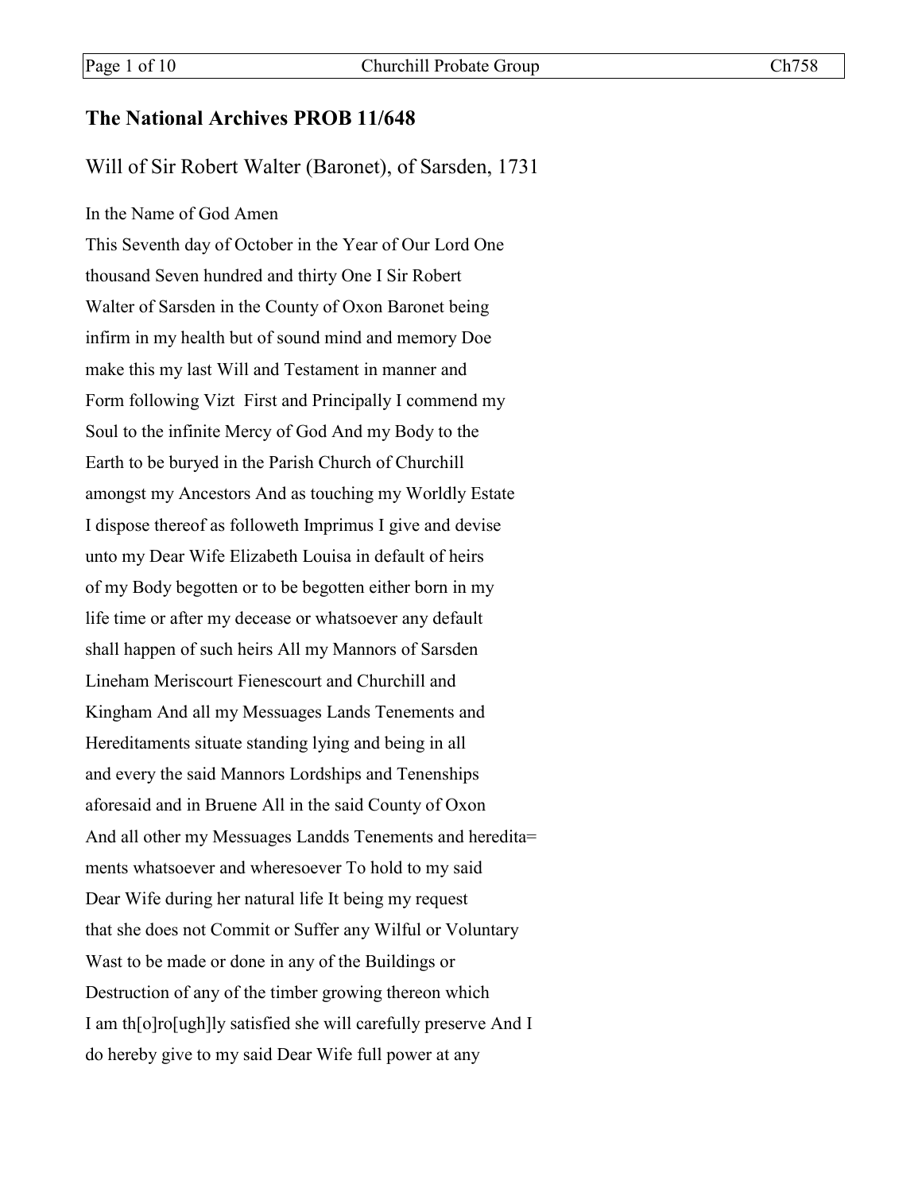## The National Archives PROB 11/648

Will of Sir Robert Walter (Baronet), of Sarsden, 1731

In the Name of God Amen
This Seventh day of October in the Year of Our Lord One
thousand Seven hundred and thirty One I Sir Robert
Walter of Sarsden in the County of Oxon Baronet being
infirm in my health but of sound mind and memory Doe
make this my last Will and Testament in manner and
Form following Vizt First and Principally I commend my
Soul to the infinite Mercy of God And my Body to the
Earth to be buryed in the Parish Church of Churchill
amongst my Ancestors And as touching my Worldly Estate
I dispose thereof as followeth Imprimus I give and devise
unto my Dear Wife Elizabeth Louisa in default of heirs
of my Body begotten or to be begotten either born in my
life time or after my decease or whatsoever any default
shall happen of such heirs All my Mannors of Sarsden
Lineham Meriscourt Fienescourt and Churchill and
Kingham And all my Messuages Lands Tenements and
Hereditaments situate standing lying and being in all
and every the said Mannors Lordships and Tenenships
aforesaid and in Bruene All in the said County of Oxon
And all other my Messuages Landds Tenements and heredita=
ments whatsoever and wheresoever To hold to my said
Dear Wife during her natural life It being my request
that she does not Commit or Suffer any Wilful or Voluntary
Wast to be made or done in any of the Buildings or
Destruction of any of the timber growing thereon which
I am th[o]ro[ugh]ly satisfied she will carefully preserve And I
do hereby give to my said Dear Wife full power at any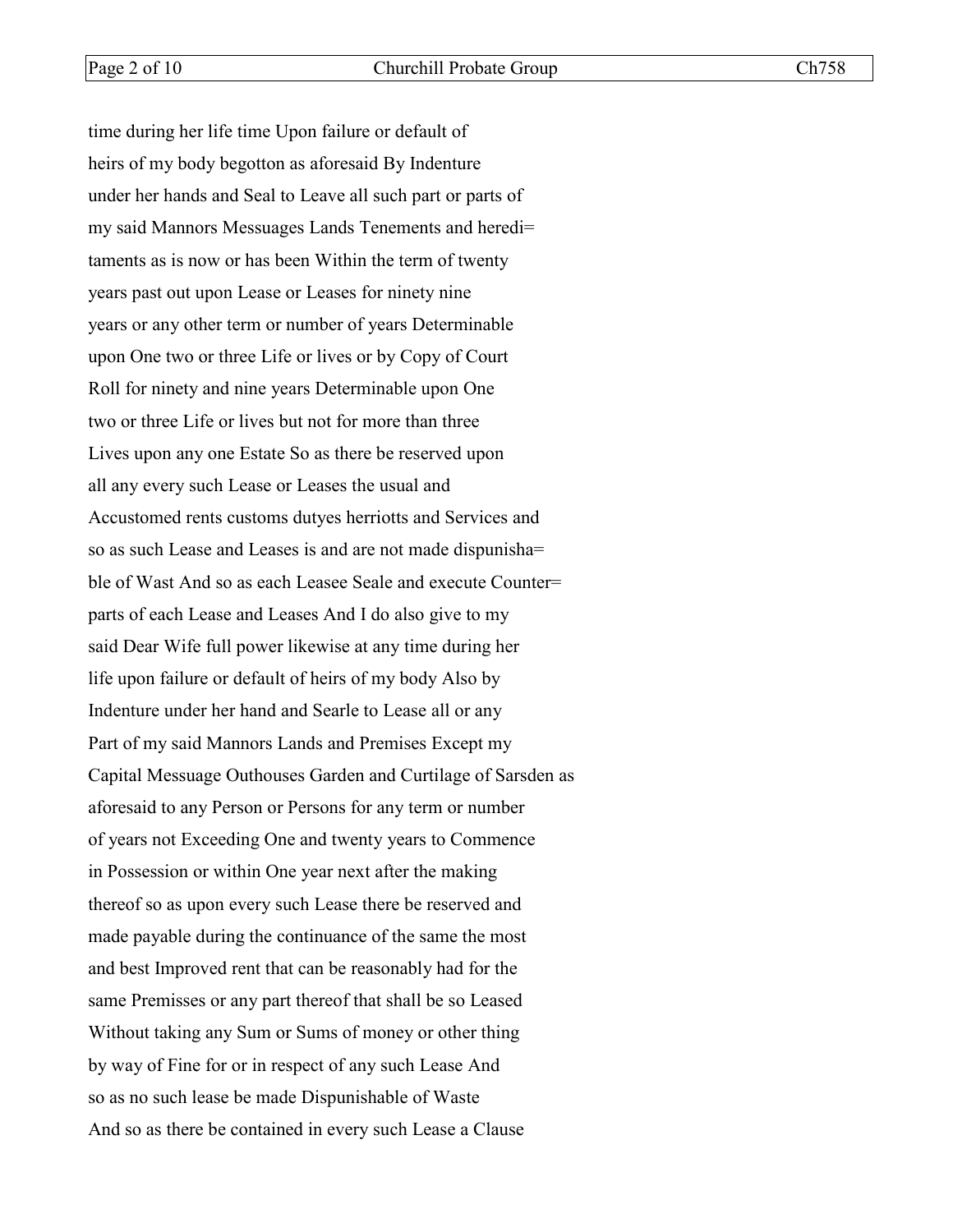time during her life time Upon failure or default of
heirs of my body begotton as aforesaid By Indenture
under her hands and Seal to Leave all such part or parts of
my said Mannors Messuages Lands Tenements and heredi=
taments as is now or has been Within the term of twenty
years past out upon Lease or Leases for ninety nine
years or any other term or number of years Determinable
upon One two or three Life or lives or by Copy of Court
Roll for ninety and nine years Determinable upon One
two or three Life or lives but not for more than three
Lives upon any one Estate So as there be reserved upon
all any every such Lease or Leases the usual and
Accustomed rents customs dutyes herriotts and Services and
so as such Lease and Leases is and are not made dispunisha=
ble of Wast And so as each Leasee Seale and execute Counter=
parts of each Lease and Leases And I do also give to my
said Dear Wife full power likewise at any time during her
life upon failure or default of heirs of my body Also by
Indenture under her hand and Searle to Lease all or any
Part of my said Mannors Lands and Premises Except my
Capital Messuage Outhouses Garden and Curtilage of Sarsden as
aforesaid to any Person or Persons for any term or number
of years not Exceeding One and twenty years to Commence
in Possession or within One year next after the making
thereof so as upon every such Lease there be reserved and
made payable during the continuance of the same the most
and best Improved rent that can be reasonably had for the
same Premisses or any part thereof that shall be so Leased
Without taking any Sum or Sums of money or other thing
by way of Fine for or in respect of any such Lease And
so as no such lease be made Dispunishable of Waste
And so as there be contained in every such Lease a Clause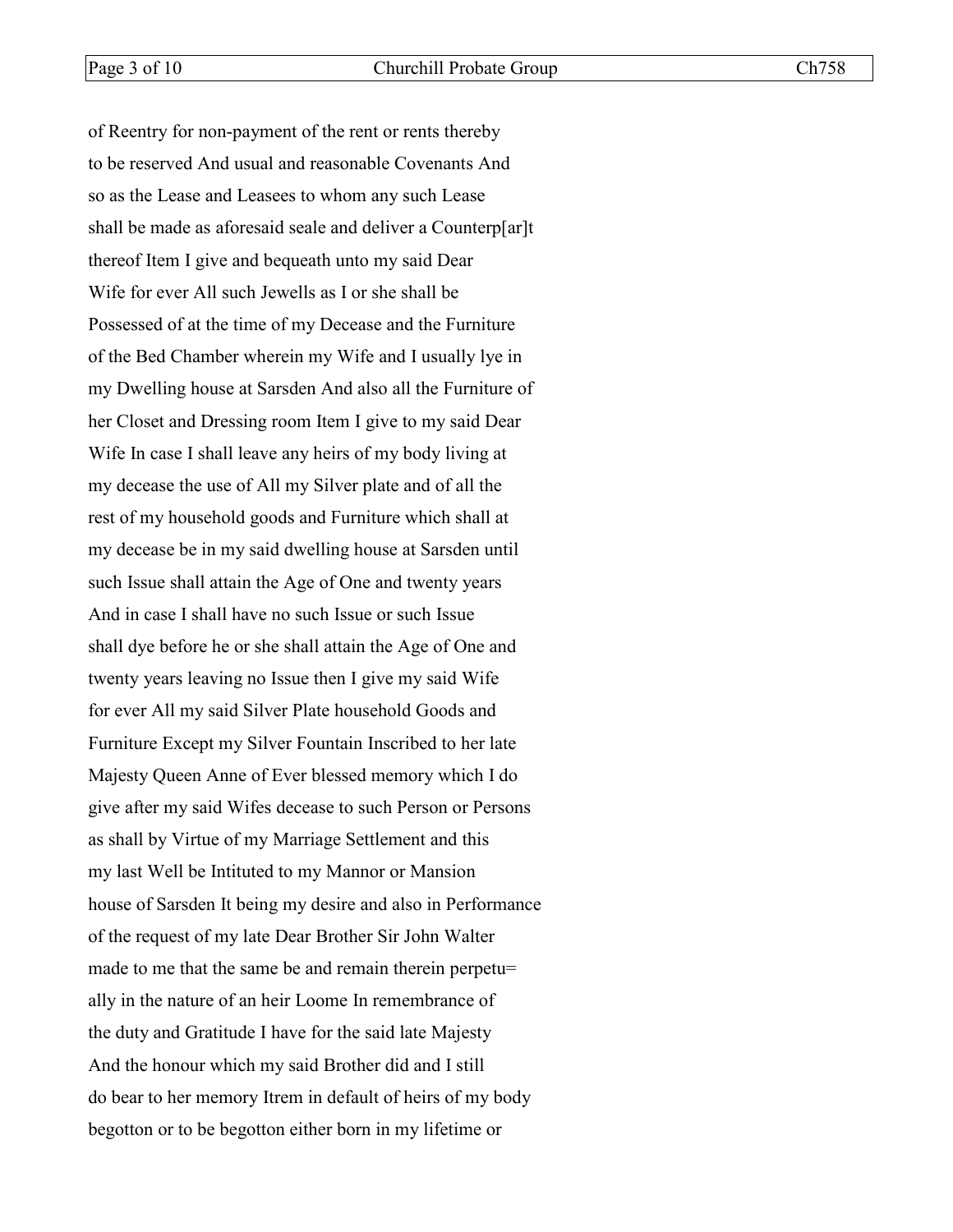of Reentry for non-payment of the rent or rents thereby
to be reserved And usual and reasonable Covenants And
so as the Lease and Leasees to whom any such Lease
shall be made as aforesaid seale and deliver a Counterp[ar]t
thereof Item I give and bequeath unto my said Dear
Wife for ever All such Jewells as I or she shall be
Possessed of at the time of my Decease and the Furniture
of the Bed Chamber wherein my Wife and I usually lye in
my Dwelling house at Sarsden And also all the Furniture of
her Closet and Dressing room Item I give to my said Dear
Wife In case I shall leave any heirs of my body living at
my decease the use of All my Silver plate and of all the
rest of my household goods and Furniture which shall at
my decease be in my said dwelling house at Sarsden until
such Issue shall attain the Age of One and twenty years
And in case I shall have no such Issue or such Issue
shall dye before he or she shall attain the Age of One and
twenty years leaving no Issue then I give my said Wife
for ever All my said Silver Plate household Goods and
Furniture Except my Silver Fountain Inscribed to her late
Majesty Queen Anne of Ever blessed memory which I do
give after my said Wifes decease to such Person or Persons
as shall by Virtue of my Marriage Settlement and this
my last Well be Intituted to my Mannor or Mansion
house of Sarsden It being my desire and also in Performance
of the request of my late Dear Brother Sir John Walter
made to me that the same be and remain therein perpetu=
ally in the nature of an heir Loome In remembrance of
the duty and Gratitude I have for the said late Majesty
And the honour which my said Brother did and I still
do bear to her memory Itrem in default of heirs of my body
begotton or to be begotton either born in my lifetime or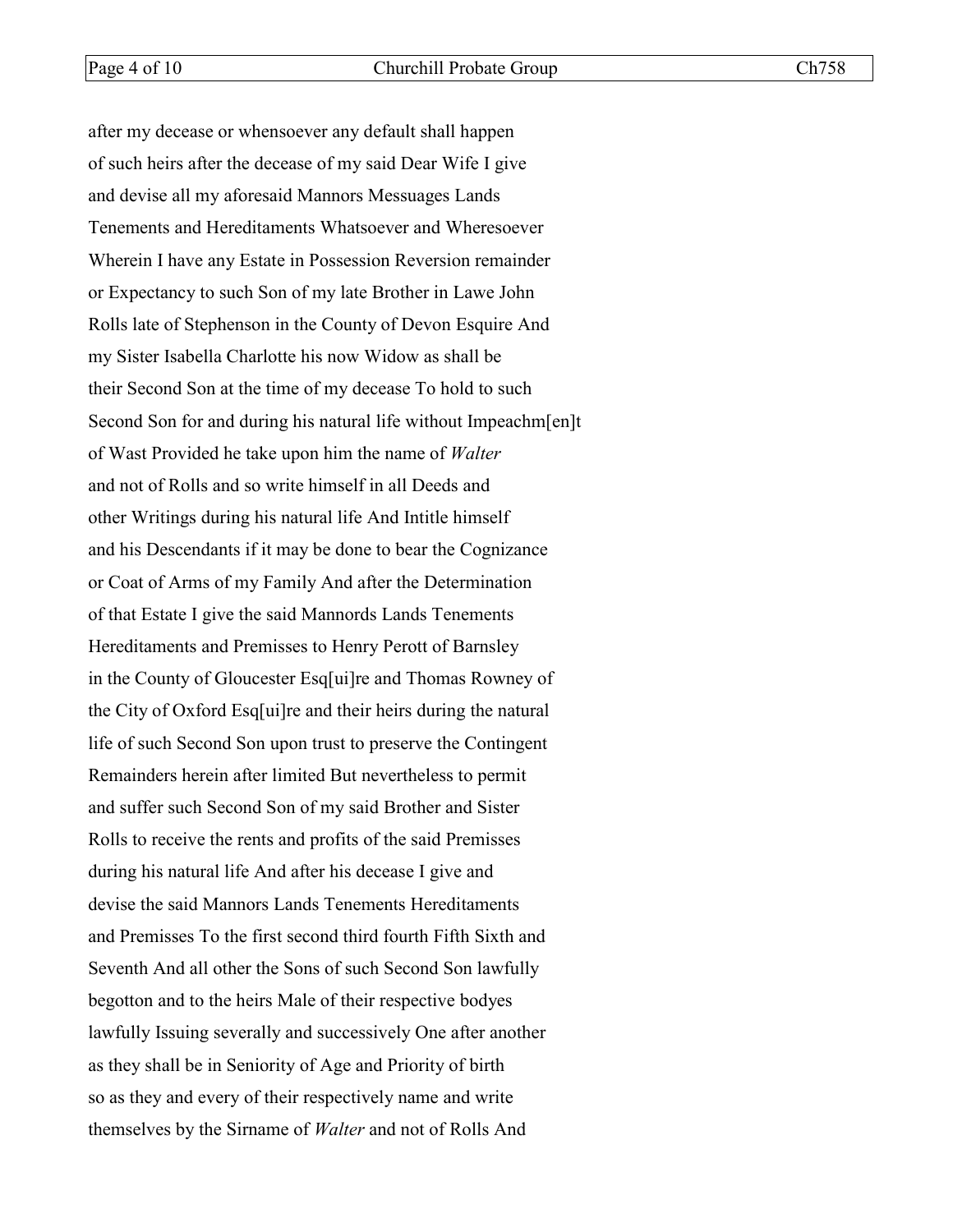after my decease or whensoever any default shall happen
of such heirs after the decease of my said Dear Wife I give
and devise all my aforesaid Mannors Messuages Lands
Tenements and Hereditaments Whatsoever and Wheresoever
Wherein I have any Estate in Possession Reversion remainder
or Expectancy to such Son of my late Brother in Lawe John
Rolls late of Stephenson in the County of Devon Esquire And
my Sister Isabella Charlotte his now Widow as shall be
their Second Son at the time of my decease To hold to such
Second Son for and during his natural life without Impeachm[en]t
of Wast Provided he take upon him the name of *Walter*
and not of Rolls and so write himself in all Deeds and
other Writings during his natural life And Intitle himself
and his Descendants if it may be done to bear the Cognizance
or Coat of Arms of my Family And after the Determination
of that Estate I give the said Mannords Lands Tenements
Hereditaments and Premisses to Henry Perott of Barnsley
in the County of Gloucester Esq[ui]re and Thomas Rowney of
the City of Oxford Esq[ui]re and their heirs during the natural
life of such Second Son upon trust to preserve the Contingent
Remainders herein after limited But nevertheless to permit
and suffer such Second Son of my said Brother and Sister
Rolls to receive the rents and profits of the said Premisses
during his natural life And after his decease I give and
devise the said Mannors Lands Tenements Hereditaments
and Premisses To the first second third fourth Fifth Sixth and
Seventh And all other the Sons of such Second Son lawfully
begotton and to the heirs Male of their respective bodyes
lawfully Issuing severally and successively One after another
as they shall be in Seniority of Age and Priority of birth
so as they and every of their respectively name and write
themselves by the Sirname of *Walter* and not of Rolls And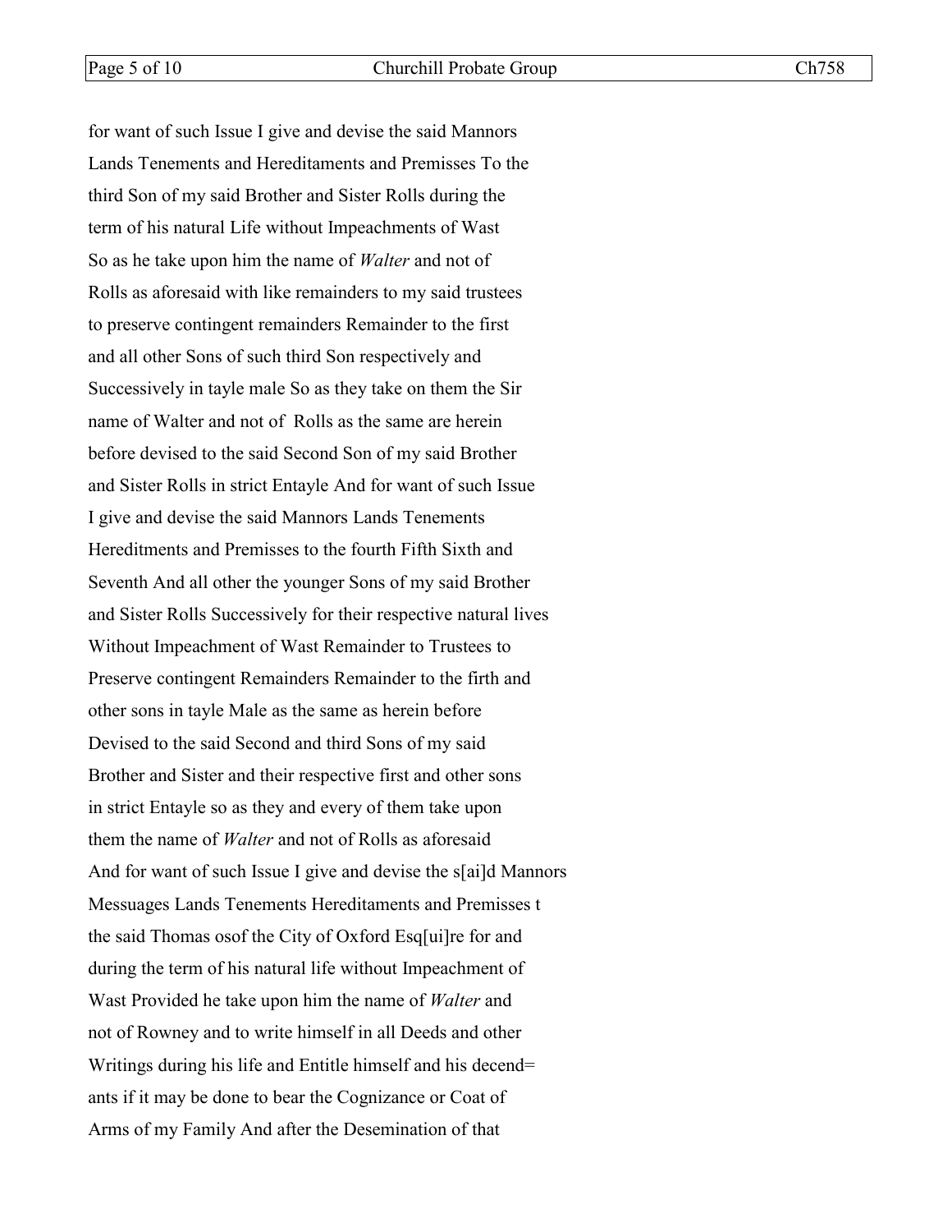for want of such Issue I give and devise the said Mannors
Lands Tenements and Hereditaments and Premisses To the
third Son of my said Brother and Sister Rolls during the
term of his natural Life without Impeachments of Wast
So as he take upon him the name of *Walter* and not of
Rolls as aforesaid with like remainders to my said trustees
to preserve contingent remainders Remainder to the first
and all other Sons of such third Son respectively and
Successively in tayle male So as they take on them the Sir
name of Walter and not of Rolls as the same are herein
before devised to the said Second Son of my said Brother
and Sister Rolls in strict Entayle And for want of such Issue
I give and devise the said Mannors Lands Tenements
Hereditments and Premisses to the fourth Fifth Sixth and
Seventh And all other the younger Sons of my said Brother
and Sister Rolls Successively for their respective natural lives
Without Impeachment of Wast Remainder to Trustees to
Preserve contingent Remainders Remainder to the firth and
other sons in tayle Male as the same as herein before
Devised to the said Second and third Sons of my said
Brother and Sister and their respective first and other sons
in strict Entayle so as they and every of them take upon
them the name of *Walter* and not of Rolls as aforesaid
And for want of such Issue I give and devise the s[ai]d Mannors
Messuages Lands Tenements Hereditaments and Premisses t
the said Thomas osof the City of Oxford Esq[ui]re for and
during the term of his natural life without Impeachment of
Wast Provided he take upon him the name of *Walter* and
not of Rowney and to write himself in all Deeds and other
Writings during his life and Entitle himself and his decend=
ants if it may be done to bear the Cognizance or Coat of
Arms of my Family And after the Desemination of that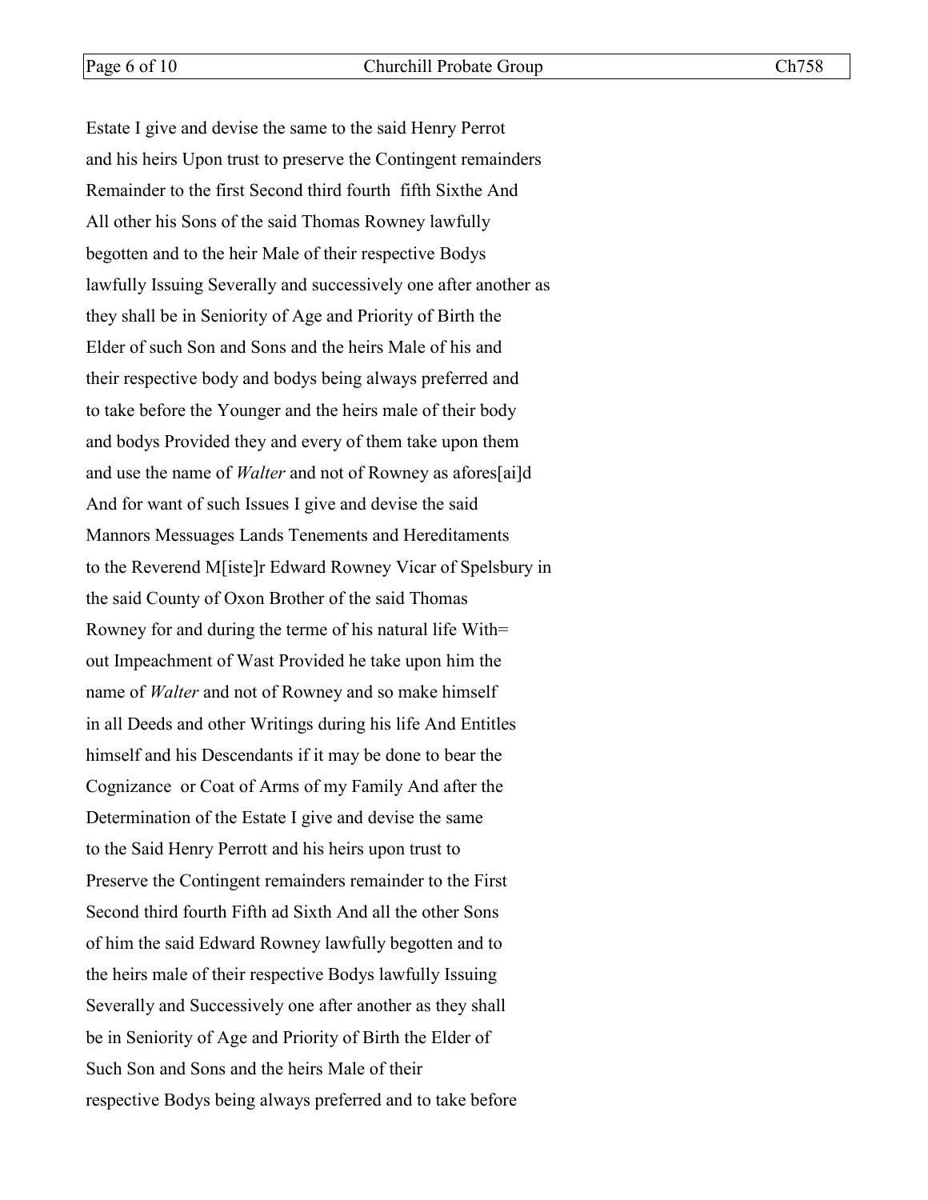Estate I give and devise the same to the said Henry Perrot
and his heirs Upon trust to preserve the Contingent remainders
Remainder to the first Second third fourth  fifth Sixthe And
All other his Sons of the said Thomas Rowney lawfully
begotten and to the heir Male of their respective Bodys
lawfully Issuing Severally and successively one after another as
they shall be in Seniority of Age and Priority of Birth the
Elder of such Son and Sons and the heirs Male of his and
their respective body and bodys being always preferred and
to take before the Younger and the heirs male of their body
and bodys Provided they and every of them take upon them
and use the name of *Walter* and not of Rowney as afores[ai]d
And for want of such Issues I give and devise the said
Mannors Messuages Lands Tenements and Hereditaments
to the Reverend M[iste]r Edward Rowney Vicar of Spelsbury in
the said County of Oxon Brother of the said Thomas
Rowney for and during the terme of his natural life With=
out Impeachment of Wast Provided he take upon him the
name of *Walter* and not of Rowney and so make himself
in all Deeds and other Writings during his life And Entitles
himself and his Descendants if it may be done to bear the
Cognizance  or Coat of Arms of my Family And after the
Determination of the Estate I give and devise the same
to the Said Henry Perrott and his heirs upon trust to
Preserve the Contingent remainders remainder to the First
Second third fourth Fifth ad Sixth And all the other Sons
of him the said Edward Rowney lawfully begotten and to
the heirs male of their respective Bodys lawfully Issuing
Severally and Successively one after another as they shall
be in Seniority of Age and Priority of Birth the Elder of
Such Son and Sons and the heirs Male of their
respective Bodys being always preferred and to take before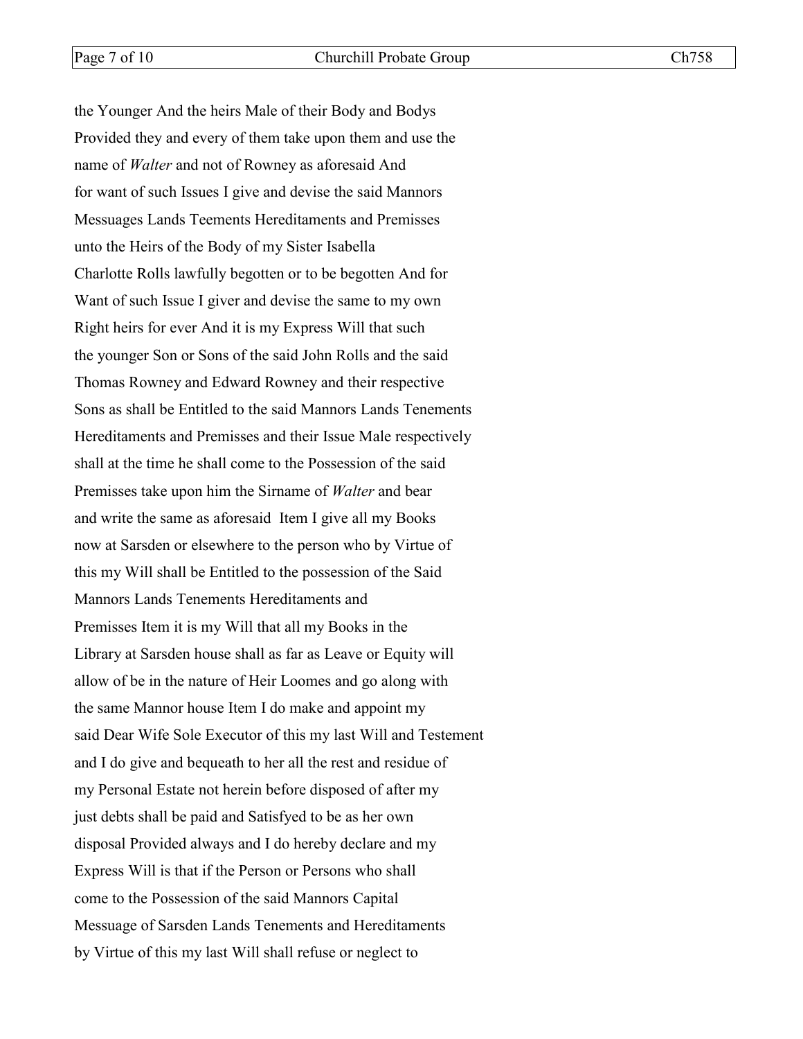the Younger And the heirs Male of their Body and Bodys
Provided they and every of them take upon them and use the
name of *Walter* and not of Rowney as aforesaid And
for want of such Issues I give and devise the said Mannors
Messuages Lands Teements Hereditaments and Premisses
unto the Heirs of the Body of my Sister Isabella
Charlotte Rolls lawfully begotten or to be begotten And for
Want of such Issue I giver and devise the same to my own
Right heirs for ever And it is my Express Will that such
the younger Son or Sons of the said John Rolls and the said
Thomas Rowney and Edward Rowney and their respective
Sons as shall be Entitled to the said Mannors Lands Tenements
Hereditaments and Premisses and their Issue Male respectively
shall at the time he shall come to the Possession of the said
Premisses take upon him the Sirname of *Walter* and bear
and write the same as aforesaid Item I give all my Books
now at Sarsden or elsewhere to the person who by Virtue of
this my Will shall be Entitled to the possession of the Said
Mannors Lands Tenements Hereditaments and
Premisses Item it is my Will that all my Books in the
Library at Sarsden house shall as far as Leave or Equity will
allow of be in the nature of Heir Loomes and go along with
the same Mannor house Item I do make and appoint my
said Dear Wife Sole Executor of this my last Will and Testement
and I do give and bequeath to her all the rest and residue of
my Personal Estate not herein before disposed of after my
just debts shall be paid and Satisfyed to be as her own
disposal Provided always and I do hereby declare and my
Express Will is that if the Person or Persons who shall
come to the Possession of the said Mannors Capital
Messuage of Sarsden Lands Tenements and Hereditaments
by Virtue of this my last Will shall refuse or neglect to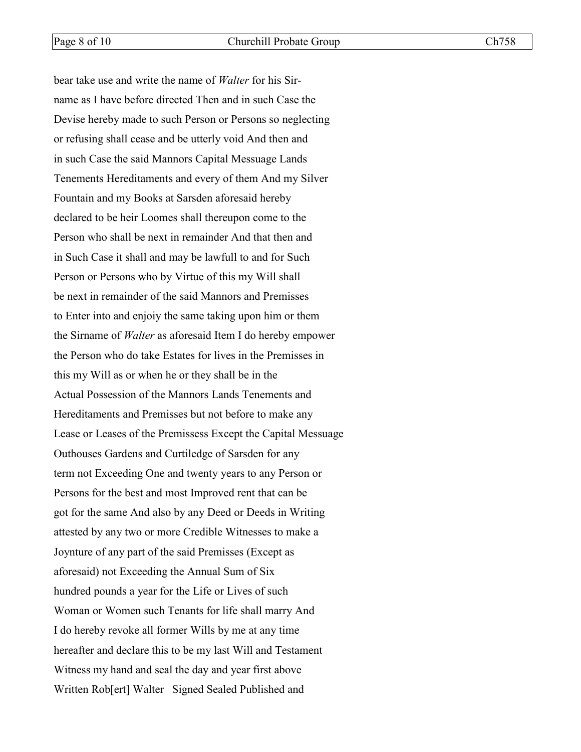bear take use and write the name of *Walter* for his Sir-
name as I have before directed Then and in such Case the
Devise hereby made to such Person or Persons so neglecting
or refusing shall cease and be utterly void And then and
in such Case the said Mannors Capital Messuage Lands
Tenements Hereditaments and every of them And my Silver
Fountain and my Books at Sarsden aforesaid hereby
declared to be heir Loomes shall thereupon come to the
Person who shall be next in remainder And that then and
in Such Case it shall and may be lawfull to and for Such
Person or Persons who by Virtue of this my Will shall
be next in remainder of the said Mannors and Premisses
to Enter into and enjoiy the same taking upon him or them
the Sirname of *Walter* as aforesaid Item I do hereby empower
the Person who do take Estates for lives in the Premisses in
this my Will as or when he or they shall be in the
Actual Possession of the Mannors Lands Tenements and
Hereditaments and Premisses but not before to make any
Lease or Leases of the Premissess Except the Capital Messuage
Outhouses Gardens and Curtiledge of Sarsden for any
term not Exceeding One and twenty years to any Person or
Persons for the best and most Improved rent that can be
got for the same And also by any Deed or Deeds in Writing
attested by any two or more Credible Witnesses to make a
Joynture of any part of the said Premisses (Except as
aforesaid) not Exceeding the Annual Sum of Six
hundred pounds a year for the Life or Lives of such
Woman or Women such Tenants for life shall marry And
I do hereby revoke all former Wills by me at any time
hereafter and declare this to be my last Will and Testament
Witness my hand and seal the day and year first above
Written Rob[ert] Walter   Signed Sealed Published and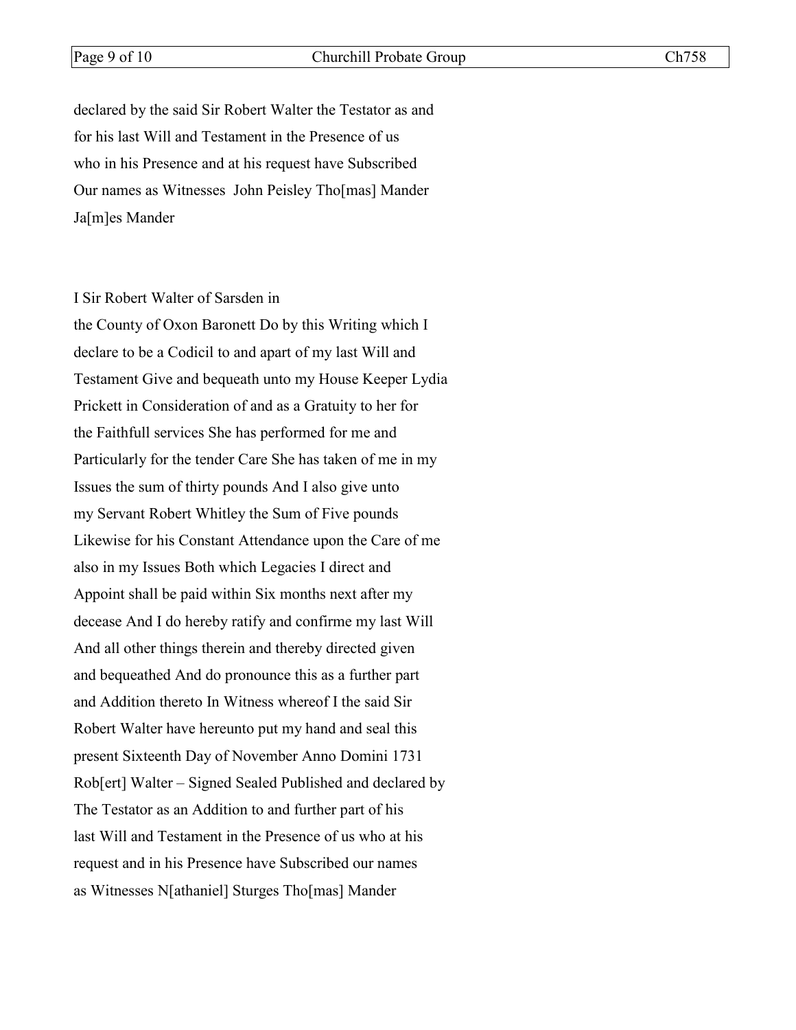declared by the said Sir Robert Walter the Testator as and for his last Will and Testament in the Presence of us who in his Presence and at his request have Subscribed Our names as Witnesses John Peisley Tho[mas] Mander Ja[m]es Mander

I Sir Robert Walter of Sarsden in the County of Oxon Baronett Do by this Writing which I declare to be a Codicil to and apart of my last Will and Testament Give and bequeath unto my House Keeper Lydia Prickett in Consideration of and as a Gratuity to her for the Faithfull services She has performed for me and Particularly for the tender Care She has taken of me in my Issues the sum of thirty pounds And I also give unto my Servant Robert Whitley the Sum of Five pounds Likewise for his Constant Attendance upon the Care of me also in my Issues Both which Legacies I direct and Appoint shall be paid within Six months next after my decease And I do hereby ratify and confirme my last Will And all other things therein and thereby directed given and bequeathed And do pronounce this as a further part and Addition thereto In Witness whereof I the said Sir Robert Walter have hereunto put my hand and seal this present Sixteenth Day of November Anno Domini 1731 Rob[ert] Walter – Signed Sealed Published and declared by The Testator as an Addition to and further part of his last Will and Testament in the Presence of us who at his request and in his Presence have Subscribed our names as Witnesses N[athaniel] Sturges Tho[mas] Mander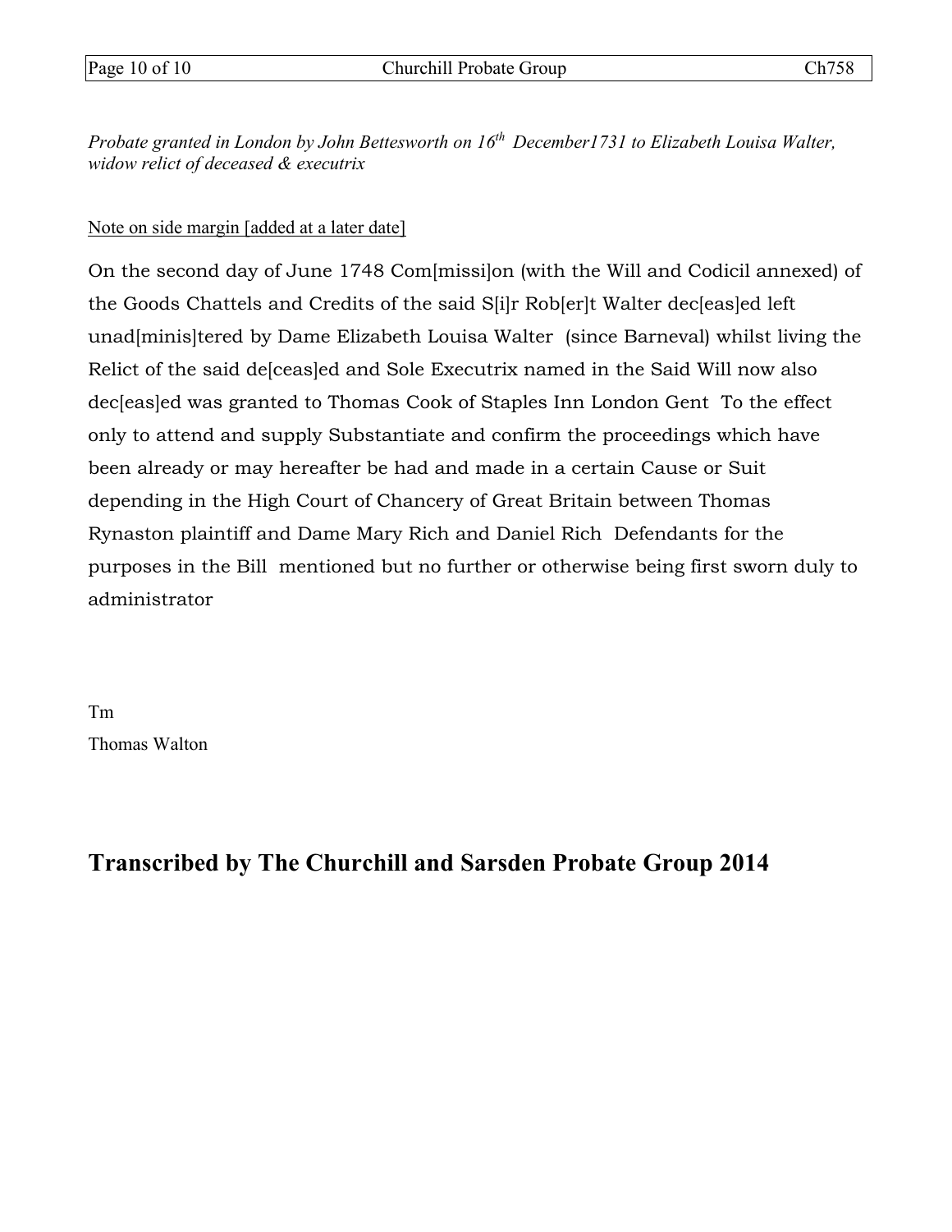*Probate granted in London by John Bettesworth on 16th December1731 to Elizabeth Louisa Walter, widow relict of deceased & executrix*

<u>Note on side margin [added at a later date]</u>

On the second day of June 1748 Com[missi]on (with the Will and Codicil annexed) of the Goods Chattels and Credits of the said S[i]r Rob[er]t Walter dec[eas]ed left unad[minis]tered by Dame Elizabeth Louisa Walter (since Barneval) whilst living the Relict of the said de[ceas]ed and Sole Executrix named in the Said Will now also dec[eas]ed was granted to Thomas Cook of Staples Inn London Gent To the effect only to attend and supply Substantiate and confirm the proceedings which have been already or may hereafter be had and made in a certain Cause or Suit depending in the High Court of Chancery of Great Britain between Thomas Rynaston plaintiff and Dame Mary Rich and Daniel Rich Defendants for the purposes in the Bill mentioned but no further or otherwise being first sworn duly to administrator

Tm
Thomas Walton

## Transcribed by The Churchill and Sarsden Probate Group 2014